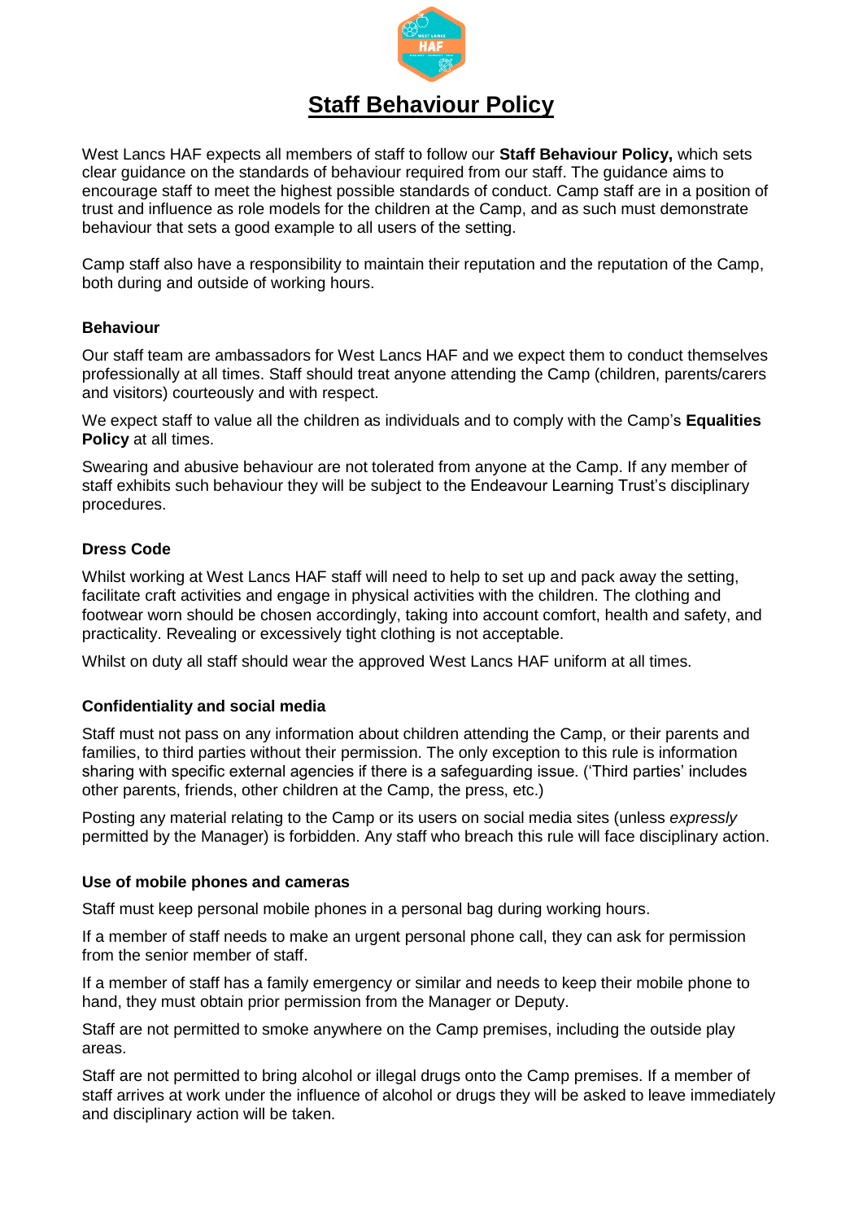# Staff Behaviour Policy

West Lancs HAF expects all members of staff to follow our **Staff Behaviour Policy,** which sets clear guidance on the standards of behaviour required from our staff. The guidance aims to encourage staff to meet the highest possible standards of conduct. Camp staff are in a position of trust and influence as role models for the children at the Camp, and as such must demonstrate behaviour that sets a good example to all users of the setting.

Camp staff also have a responsibility to maintain their reputation and the reputation of the Camp, both during and outside of working hours.

### Behaviour

Our staff team are ambassadors for West Lancs HAF and we expect them to conduct themselves professionally at all times. Staff should treat anyone attending the Camp (children, parents/carers and visitors) courteously and with respect.

We expect staff to value all the children as individuals and to comply with the Camp's **Equalities Policy** at all times.

Swearing and abusive behaviour are not tolerated from anyone at the Camp. If any member of staff exhibits such behaviour they will be subject to the Endeavour Learning Trust's disciplinary procedures.

### Dress Code

Whilst working at West Lancs HAF staff will need to help to set up and pack away the setting, facilitate craft activities and engage in physical activities with the children. The clothing and footwear worn should be chosen accordingly, taking into account comfort, health and safety, and practicality. Revealing or excessively tight clothing is not acceptable.

Whilst on duty all staff should wear the approved West Lancs HAF uniform at all times.

### Confidentiality and social media

Staff must not pass on any information about children attending the Camp, or their parents and families, to third parties without their permission. The only exception to this rule is information sharing with specific external agencies if there is a safeguarding issue. ('Third parties' includes other parents, friends, other children at the Camp, the press, etc.)

Posting any material relating to the Camp or its users on social media sites (unless *expressly* permitted by the Manager) is forbidden. Any staff who breach this rule will face disciplinary action.

### Use of mobile phones and cameras

Staff must keep personal mobile phones in a personal bag during working hours.

If a member of staff needs to make an urgent personal phone call, they can ask for permission from the senior member of staff.

If a member of staff has a family emergency or similar and needs to keep their mobile phone to hand, they must obtain prior permission from the Manager or Deputy.

Staff are not permitted to smoke anywhere on the Camp premises, including the outside play areas.

Staff are not permitted to bring alcohol or illegal drugs onto the Camp premises. If a member of staff arrives at work under the influence of alcohol or drugs they will be asked to leave immediately and disciplinary action will be taken.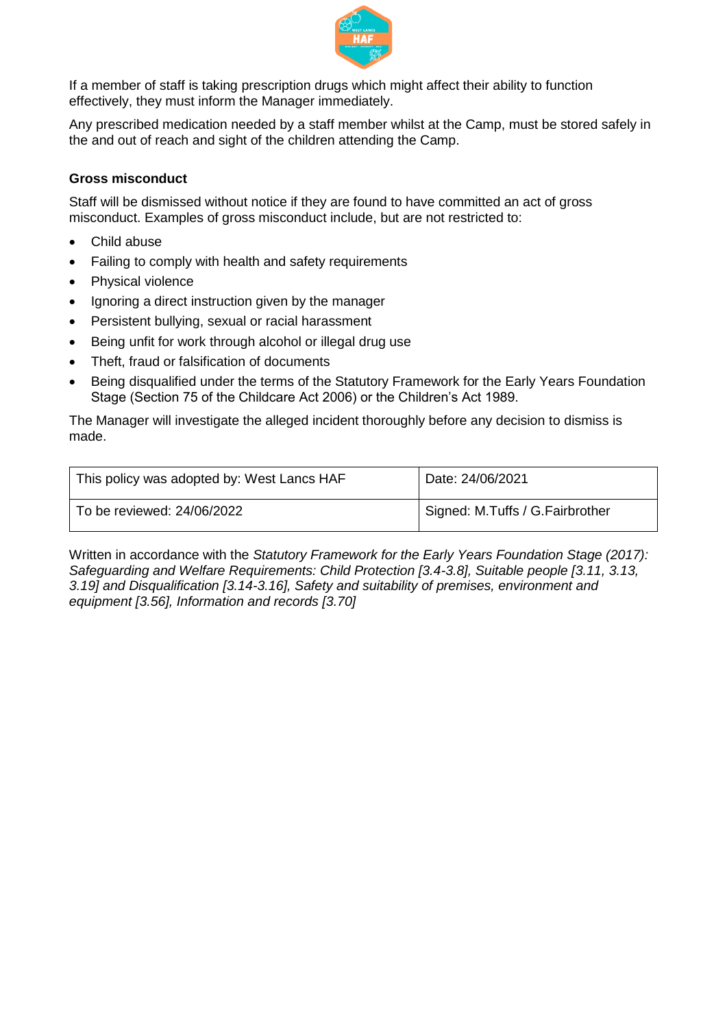If a member of staff is taking prescription drugs which might affect their ability to function effectively, they must inform the Manager immediately.

Any prescribed medication needed by a staff member whilst at the Camp, must be stored safely in the and out of reach and sight of the children attending the Camp.

**Gross misconduct**

Staff will be dismissed without notice if they are found to have committed an act of gross misconduct. Examples of gross misconduct include, but are not restricted to:

- Child abuse
- Failing to comply with health and safety requirements
- Physical violence
- Ignoring a direct instruction given by the manager
- Persistent bullying, sexual or racial harassment
- Being unfit for work through alcohol or illegal drug use
- Theft, fraud or falsification of documents
- Being disqualified under the terms of the Statutory Framework for the Early Years Foundation Stage (Section 75 of the Childcare Act 2006) or the Children's Act 1989.

The Manager will investigate the alleged incident thoroughly before any decision to dismiss is made.

| | |
|---|---|
| This policy was adopted by: West Lancs HAF | Date: 24/06/2021 |
| To be reviewed: 24/06/2022 | Signed: M.Tuffs / G.Fairbrother |

Written in accordance with the *Statutory Framework for the Early Years Foundation Stage (2017): Safeguarding and Welfare Requirements: Child Protection [3.4-3.8], Suitable people [3.11, 3.13, 3.19] and Disqualification [3.14-3.16], Safety and suitability of premises, environment and equipment [3.56], Information and records [3.70]*